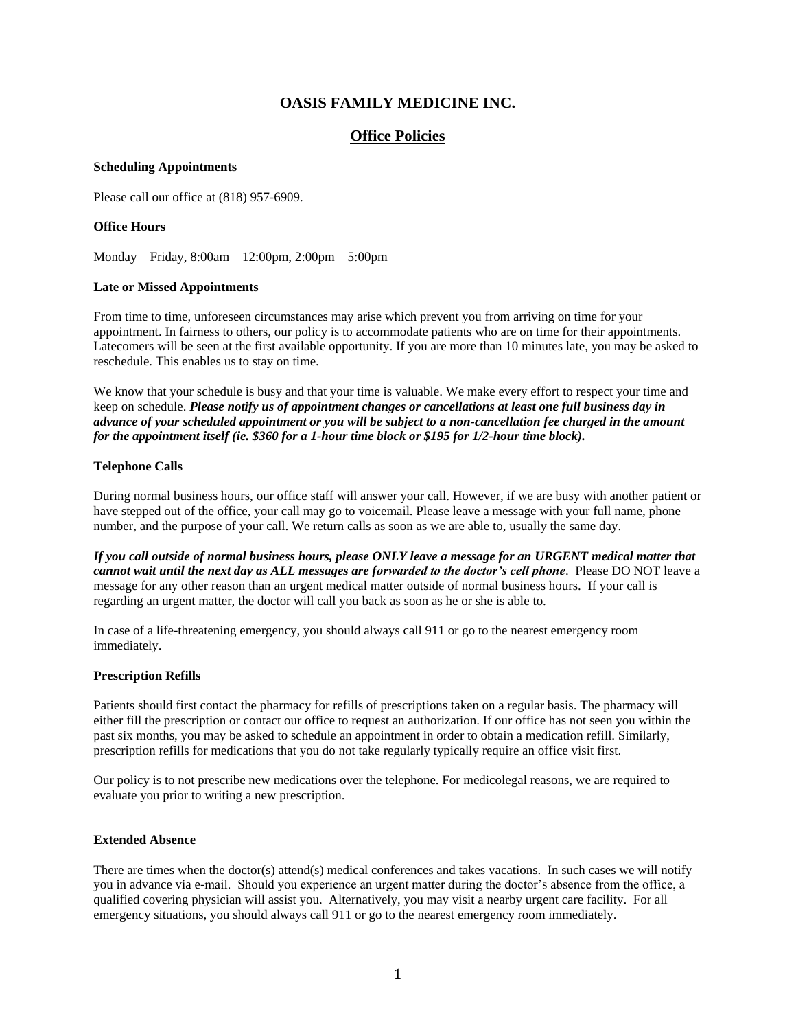# OASIS FAMILY MEDICINE INC.

## Office Policies

**Scheduling Appointments**

Please call our office at (818) 957-6909.

**Office Hours**

Monday – Friday, 8:00am – 12:00pm, 2:00pm – 5:00pm

**Late or Missed Appointments**

From time to time, unforeseen circumstances may arise which prevent you from arriving on time for your appointment. In fairness to others, our policy is to accommodate patients who are on time for their appointments. Latecomers will be seen at the first available opportunity. If you are more than 10 minutes late, you may be asked to reschedule. This enables us to stay on time.

We know that your schedule is busy and that your time is valuable. We make every effort to respect your time and keep on schedule. ***Please notify us of appointment changes or cancellations at least one full business day in advance of your scheduled appointment or you will be subject to a non-cancellation fee charged in the amount for the appointment itself (ie. $360 for a 1-hour time block or $195 for 1/2-hour time block).***

**Telephone Calls**

During normal business hours, our office staff will answer your call. However, if we are busy with another patient or have stepped out of the office, your call may go to voicemail. Please leave a message with your full name, phone number, and the purpose of your call. We return calls as soon as we are able to, usually the same day.

***If you call outside of normal business hours, please ONLY leave a message for an URGENT medical matter that cannot wait until the next day as ALL messages are forwarded to the doctor's cell phone***. Please DO NOT leave a message for any other reason than an urgent medical matter outside of normal business hours. If your call is regarding an urgent matter, the doctor will call you back as soon as he or she is able to.

In case of a life-threatening emergency, you should always call 911 or go to the nearest emergency room immediately.

**Prescription Refills**

Patients should first contact the pharmacy for refills of prescriptions taken on a regular basis. The pharmacy will either fill the prescription or contact our office to request an authorization. If our office has not seen you within the past six months, you may be asked to schedule an appointment in order to obtain a medication refill. Similarly, prescription refills for medications that you do not take regularly typically require an office visit first.

Our policy is to not prescribe new medications over the telephone. For medicolegal reasons, we are required to evaluate you prior to writing a new prescription.

**Extended Absence**

There are times when the doctor(s) attend(s) medical conferences and takes vacations. In such cases we will notify you in advance via e-mail. Should you experience an urgent matter during the doctor's absence from the office, a qualified covering physician will assist you. Alternatively, you may visit a nearby urgent care facility. For all emergency situations, you should always call 911 or go to the nearest emergency room immediately.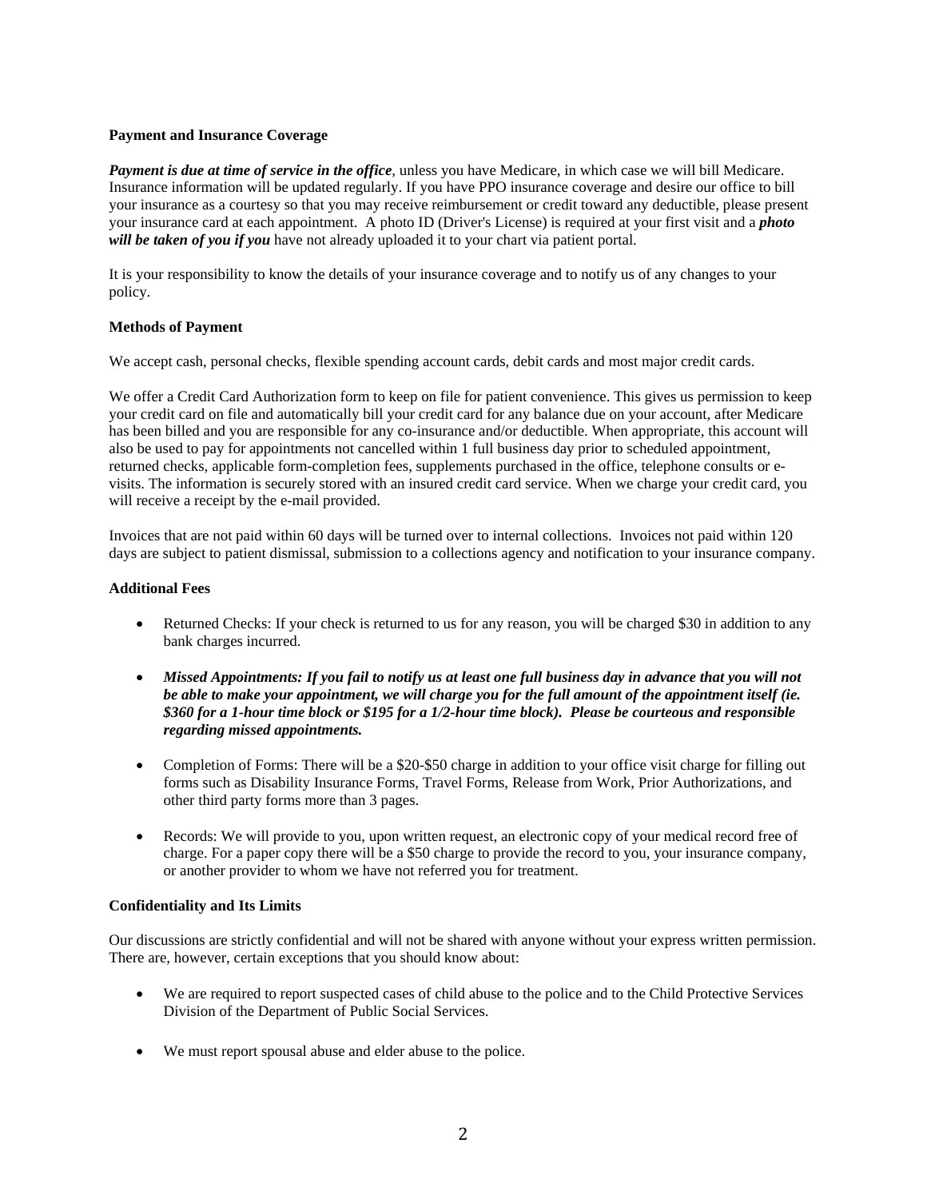**Payment and Insurance Coverage**

***Payment is due at time of service in the office***, unless you have Medicare, in which case we will bill Medicare. Insurance information will be updated regularly. If you have PPO insurance coverage and desire our office to bill your insurance as a courtesy so that you may receive reimbursement or credit toward any deductible, please present your insurance card at each appointment. A photo ID (Driver's License) is required at your first visit and a ***photo will be taken of you if you*** have not already uploaded it to your chart via patient portal.

It is your responsibility to know the details of your insurance coverage and to notify us of any changes to your policy.

**Methods of Payment**

We accept cash, personal checks, flexible spending account cards, debit cards and most major credit cards.

We offer a Credit Card Authorization form to keep on file for patient convenience. This gives us permission to keep your credit card on file and automatically bill your credit card for any balance due on your account, after Medicare has been billed and you are responsible for any co-insurance and/or deductible. When appropriate, this account will also be used to pay for appointments not cancelled within 1 full business day prior to scheduled appointment, returned checks, applicable form-completion fees, supplements purchased in the office, telephone consults or e-visits. The information is securely stored with an insured credit card service. When we charge your credit card, you will receive a receipt by the e-mail provided.

Invoices that are not paid within 60 days will be turned over to internal collections. Invoices not paid within 120 days are subject to patient dismissal, submission to a collections agency and notification to your insurance company.

**Additional Fees**

- Returned Checks: If your check is returned to us for any reason, you will be charged $30 in addition to any bank charges incurred.
- ***Missed Appointments: If you fail to notify us at least one full business day in advance that you will not be able to make your appointment, we will charge you for the full amount of the appointment itself (ie. $360 for a 1-hour time block or $195 for a 1/2-hour time block). Please be courteous and responsible regarding missed appointments.***
- Completion of Forms: There will be a $20-$50 charge in addition to your office visit charge for filling out forms such as Disability Insurance Forms, Travel Forms, Release from Work, Prior Authorizations, and other third party forms more than 3 pages.
- Records: We will provide to you, upon written request, an electronic copy of your medical record free of charge. For a paper copy there will be a $50 charge to provide the record to you, your insurance company, or another provider to whom we have not referred you for treatment.

**Confidentiality and Its Limits**

Our discussions are strictly confidential and will not be shared with anyone without your express written permission. There are, however, certain exceptions that you should know about:

- We are required to report suspected cases of child abuse to the police and to the Child Protective Services Division of the Department of Public Social Services.
- We must report spousal abuse and elder abuse to the police.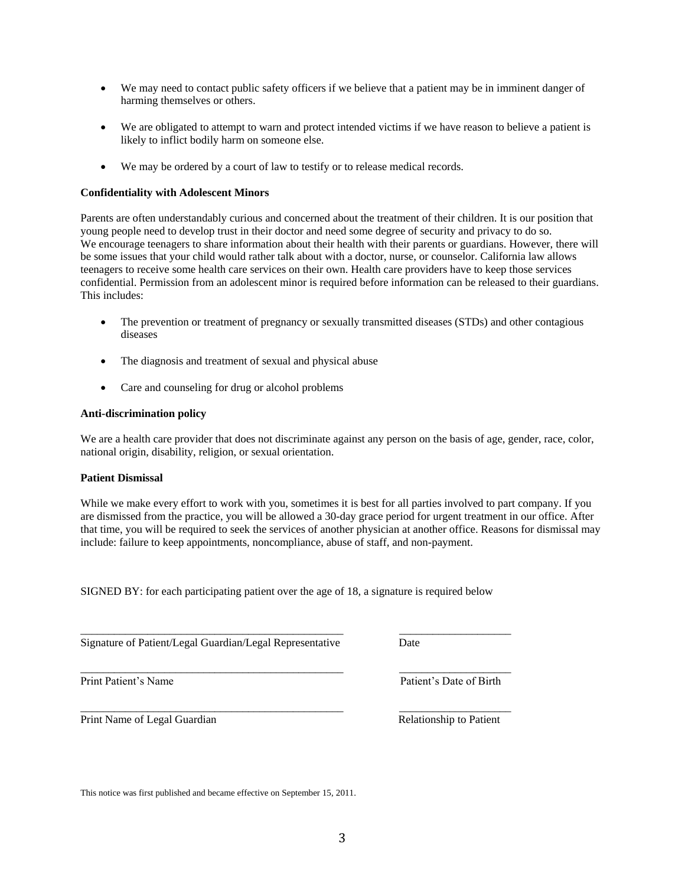- We may need to contact public safety officers if we believe that a patient may be in imminent danger of harming themselves or others.

- We are obligated to attempt to warn and protect intended victims if we have reason to believe a patient is likely to inflict bodily harm on someone else.

- We may be ordered by a court of law to testify or to release medical records.

**Confidentiality with Adolescent Minors**

Parents are often understandably curious and concerned about the treatment of their children. It is our position that young people need to develop trust in their doctor and need some degree of security and privacy to do so. We encourage teenagers to share information about their health with their parents or guardians. However, there will be some issues that your child would rather talk about with a doctor, nurse, or counselor. California law allows teenagers to receive some health care services on their own. Health care providers have to keep those services confidential. Permission from an adolescent minor is required before information can be released to their guardians. This includes:

- The prevention or treatment of pregnancy or sexually transmitted diseases (STDs) and other contagious diseases

- The diagnosis and treatment of sexual and physical abuse

- Care and counseling for drug or alcohol problems

**Anti-discrimination policy**

We are a health care provider that does not discriminate against any person on the basis of age, gender, race, color, national origin, disability, religion, or sexual orientation.

**Patient Dismissal**

While we make every effort to work with you, sometimes it is best for all parties involved to part company. If you are dismissed from the practice, you will be allowed a 30-day grace period for urgent treatment in our office. After that time, you will be required to seek the services of another physician at another office. Reasons for dismissal may include: failure to keep appointments, noncompliance, abuse of staff, and non-payment.

SIGNED BY: for each participating patient over the age of 18, a signature is required below

\_\_\_\_\_\_\_\_\_\_\_\_\_\_\_\_\_\_\_\_\_\_\_\_\_\_\_\_\_\_\_\_\_\_\_\_\_\_\_\_\_\_\_\_ &nbsp;&nbsp;&nbsp;&nbsp; \_\_\_\_\_\_\_\_\_\_\_\_\_\_\_\_\_\_\_\_
Signature of Patient/Legal Guardian/Legal Representative &nbsp;&nbsp;&nbsp;&nbsp; Date

\_\_\_\_\_\_\_\_\_\_\_\_\_\_\_\_\_\_\_\_\_\_\_\_\_\_\_\_\_\_\_\_\_\_\_\_\_\_\_\_\_\_\_\_ &nbsp;&nbsp;&nbsp;&nbsp; \_\_\_\_\_\_\_\_\_\_\_\_\_\_\_\_\_\_\_\_
Print Patient's Name &nbsp;&nbsp;&nbsp;&nbsp; Patient's Date of Birth

\_\_\_\_\_\_\_\_\_\_\_\_\_\_\_\_\_\_\_\_\_\_\_\_\_\_\_\_\_\_\_\_\_\_\_\_\_\_\_\_\_\_\_\_ &nbsp;&nbsp;&nbsp;&nbsp; \_\_\_\_\_\_\_\_\_\_\_\_\_\_\_\_\_\_\_\_
Print Name of Legal Guardian &nbsp;&nbsp;&nbsp;&nbsp; Relationship to Patient

This notice was first published and became effective on September 15, 2011.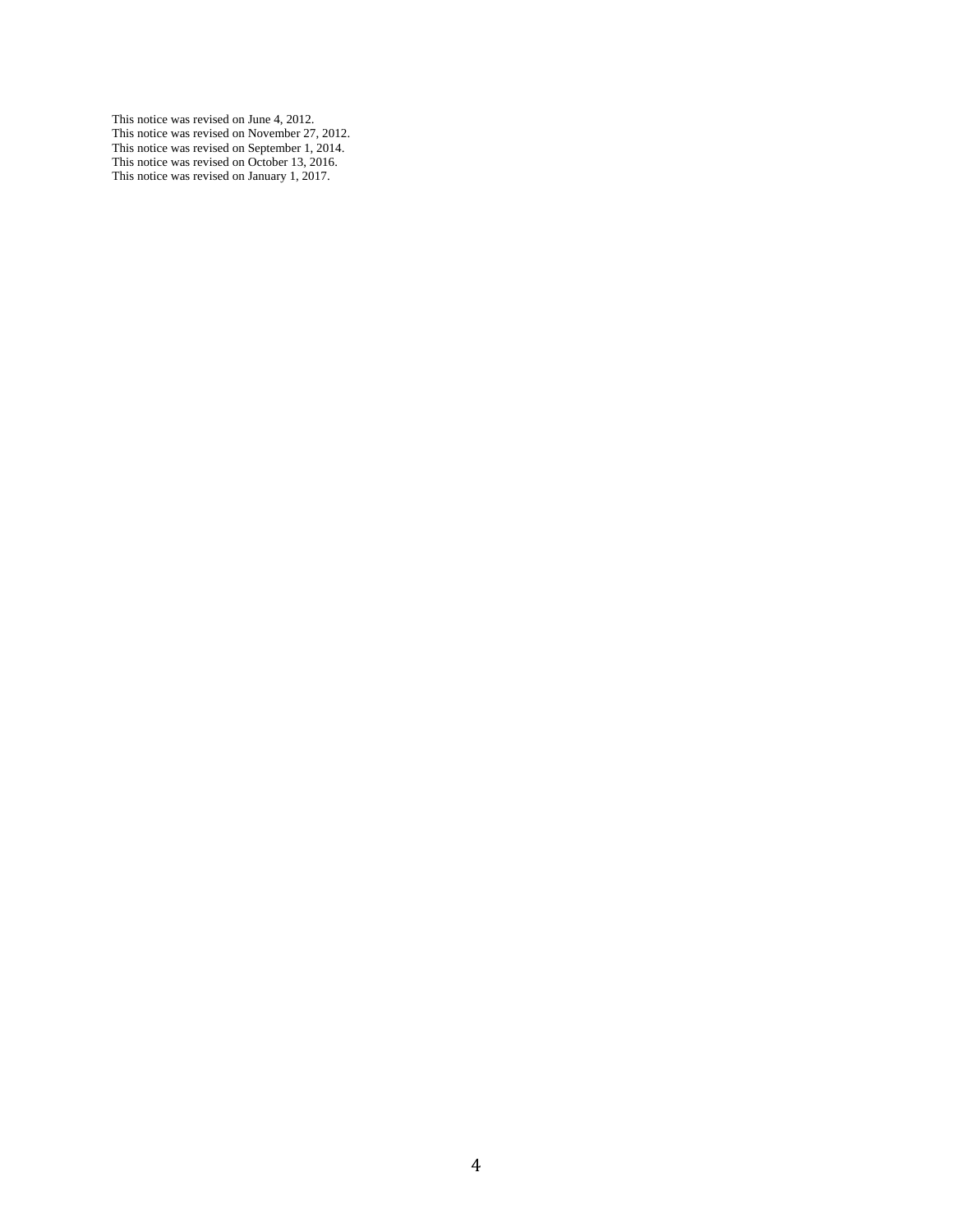This notice was revised on June 4, 2012.
This notice was revised on November 27, 2012.
This notice was revised on September 1, 2014.
This notice was revised on October 13, 2016.
This notice was revised on January 1, 2017.